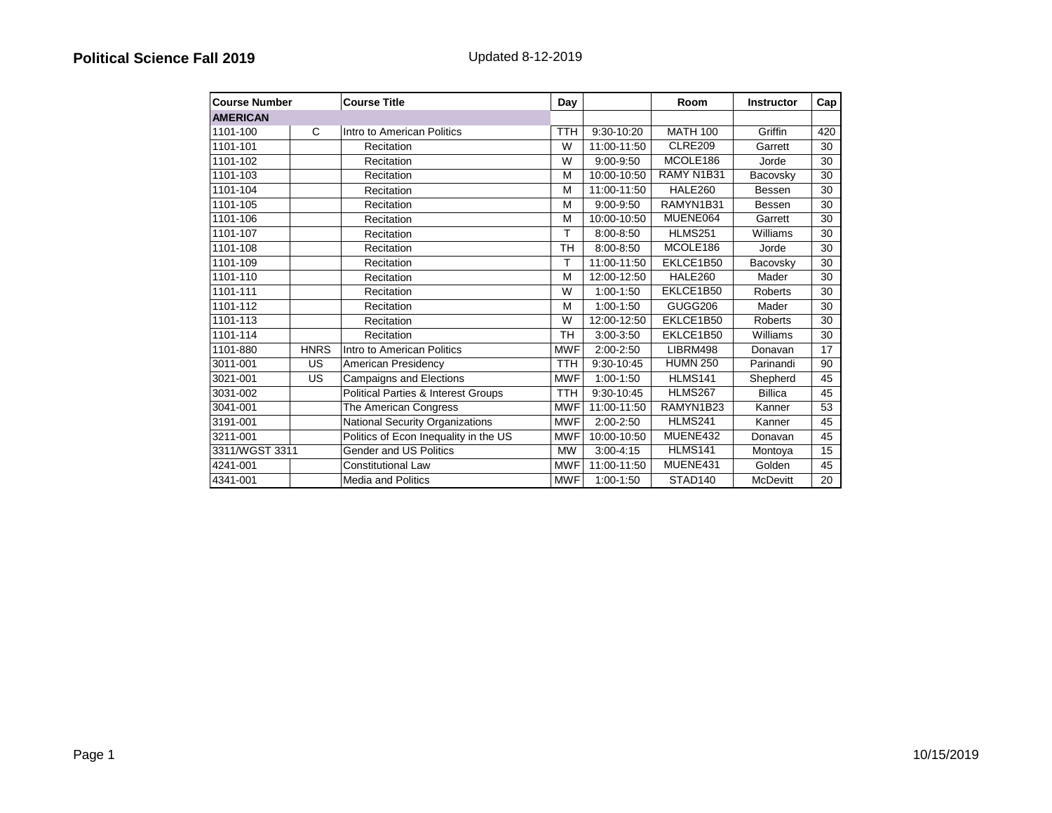**Political Science Fall 2019** Updated 8-12-2019

| Course Number | | Course Title | Day | | Room | Instructor | Cap |
|---|---|---|---|---|---|---|---|
| **AMERICAN** | | | | | | | |
| 1101-100 | C | Intro to American Politics | TTH | 9:30-10:20 | MATH 100 | Griffin | 420 |
| 1101-101 | | Recitation | W | 11:00-11:50 | CLRE209 | Garrett | 30 |
| 1101-102 | | Recitation | W | 9:00-9:50 | MCOLE186 | Jorde | 30 |
| 1101-103 | | Recitation | M | 10:00-10:50 | RAMY N1B31 | Bacovsky | 30 |
| 1101-104 | | Recitation | M | 11:00-11:50 | HALE260 | Bessen | 30 |
| 1101-105 | | Recitation | M | 9:00-9:50 | RAMYN1B31 | Bessen | 30 |
| 1101-106 | | Recitation | M | 10:00-10:50 | MUENE064 | Garrett | 30 |
| 1101-107 | | Recitation | T | 8:00-8:50 | HLMS251 | Williams | 30 |
| 1101-108 | | Recitation | TH | 8:00-8:50 | MCOLE186 | Jorde | 30 |
| 1101-109 | | Recitation | T | 11:00-11:50 | EKLCE1B50 | Bacovsky | 30 |
| 1101-110 | | Recitation | M | 12:00-12:50 | HALE260 | Mader | 30 |
| 1101-111 | | Recitation | W | 1:00-1:50 | EKLCE1B50 | Roberts | 30 |
| 1101-112 | | Recitation | M | 1:00-1:50 | GUGG206 | Mader | 30 |
| 1101-113 | | Recitation | W | 12:00-12:50 | EKLCE1B50 | Roberts | 30 |
| 1101-114 | | Recitation | TH | 3:00-3:50 | EKLCE1B50 | Williams | 30 |
| 1101-880 | HNRS | Intro to American Politics | MWF | 2:00-2:50 | LIBRM498 | Donavan | 17 |
| 3011-001 | US | American Presidency | TTH | 9:30-10:45 | HUMN 250 | Parinandi | 90 |
| 3021-001 | US | Campaigns and Elections | MWF | 1:00-1:50 | HLMS141 | Shepherd | 45 |
| 3031-002 | | Political Parties & Interest Groups | TTH | 9:30-10:45 | HLMS267 | Billica | 45 |
| 3041-001 | | The American Congress | MWF | 11:00-11:50 | RAMYN1B23 | Kanner | 53 |
| 3191-001 | | National Security Organizations | MWF | 2:00-2:50 | HLMS241 | Kanner | 45 |
| 3211-001 | | Politics of Econ Inequality in the US | MWF | 10:00-10:50 | MUENE432 | Donavan | 45 |
| 3311/WGST 3311 | | Gender and US Politics | MW | 3:00-4:15 | HLMS141 | Montoya | 15 |
| 4241-001 | | Constitutional Law | MWF | 11:00-11:50 | MUENE431 | Golden | 45 |
| 4341-001 | | Media and Politics | MWF | 1:00-1:50 | STAD140 | McDevitt | 20 |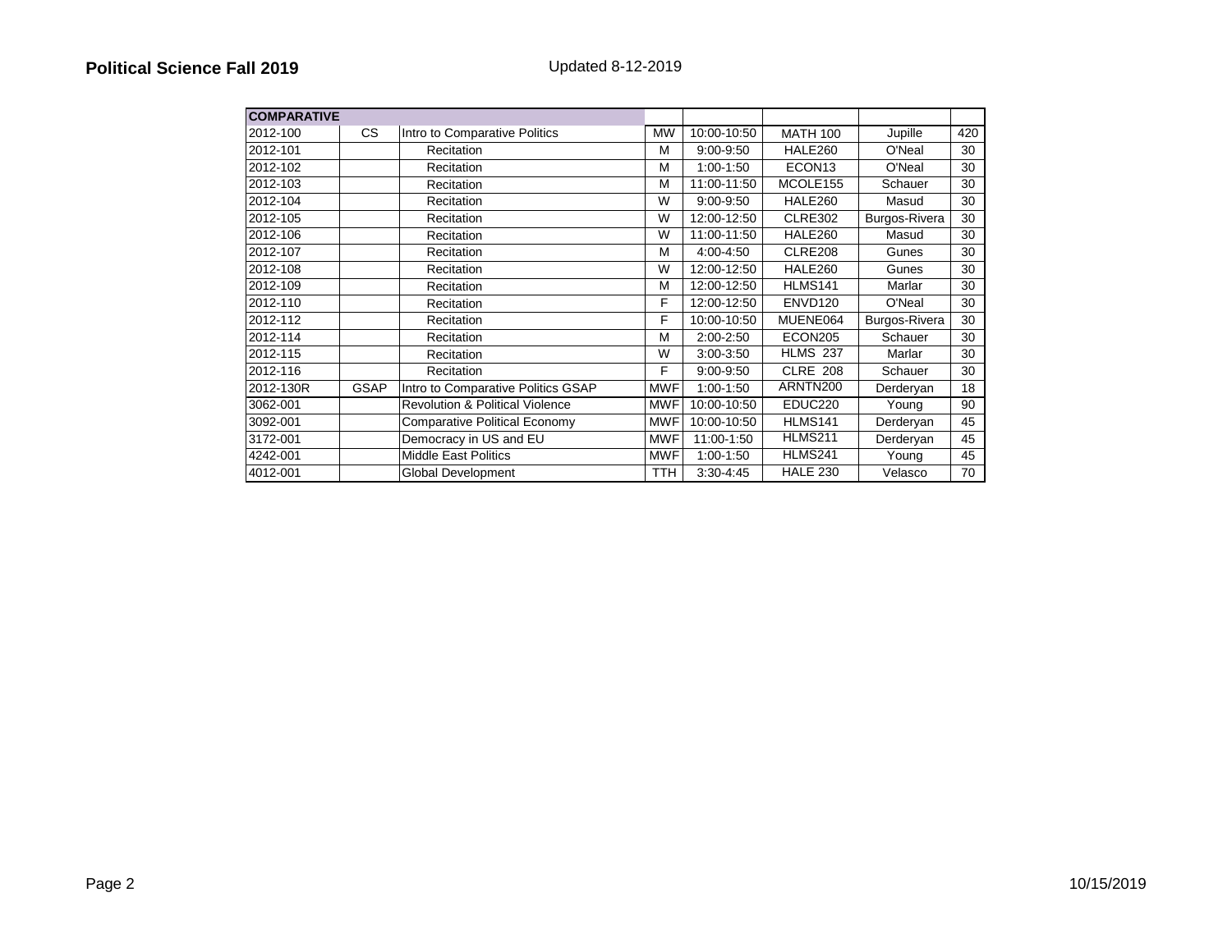**Political Science Fall 2019** Updated 8-12-2019

| COMPARATIVE | | | | | | | |
|---|---|---|---|---|---|---|---|
| 2012-100 | CS | Intro to Comparative Politics | MW | 10:00-10:50 | MATH 100 | Jupille | 420 |
| 2012-101 | | Recitation | M | 9:00-9:50 | HALE260 | O'Neal | 30 |
| 2012-102 | | Recitation | M | 1:00-1:50 | ECON13 | O'Neal | 30 |
| 2012-103 | | Recitation | M | 11:00-11:50 | MCOLE155 | Schauer | 30 |
| 2012-104 | | Recitation | W | 9:00-9:50 | HALE260 | Masud | 30 |
| 2012-105 | | Recitation | W | 12:00-12:50 | CLRE302 | Burgos-Rivera | 30 |
| 2012-106 | | Recitation | W | 11:00-11:50 | HALE260 | Masud | 30 |
| 2012-107 | | Recitation | M | 4:00-4:50 | CLRE208 | Gunes | 30 |
| 2012-108 | | Recitation | W | 12:00-12:50 | HALE260 | Gunes | 30 |
| 2012-109 | | Recitation | M | 12:00-12:50 | HLMS141 | Marlar | 30 |
| 2012-110 | | Recitation | F | 12:00-12:50 | ENVD120 | O'Neal | 30 |
| 2012-112 | | Recitation | F | 10:00-10:50 | MUENE064 | Burgos-Rivera | 30 |
| 2012-114 | | Recitation | M | 2:00-2:50 | ECON205 | Schauer | 30 |
| 2012-115 | | Recitation | W | 3:00-3:50 | HLMS 237 | Marlar | 30 |
| 2012-116 | | Recitation | F | 9:00-9:50 | CLRE 208 | Schauer | 30 |
| 2012-130R | GSAP | Intro to Comparative Politics GSAP | MWF | 1:00-1:50 | ARNTN200 | Derderyan | 18 |
| 3062-001 | | Revolution & Political Violence | MWF | 10:00-10:50 | EDUC220 | Young | 90 |
| 3092-001 | | Comparative Political Economy | MWF | 10:00-10:50 | HLMS141 | Derderyan | 45 |
| 3172-001 | | Democracy in US and EU | MWF | 11:00-1:50 | HLMS211 | Derderyan | 45 |
| 4242-001 | | Middle East Politics | MWF | 1:00-1:50 | HLMS241 | Young | 45 |
| 4012-001 | | Global Development | TTH | 3:30-4:45 | HALE 230 | Velasco | 70 |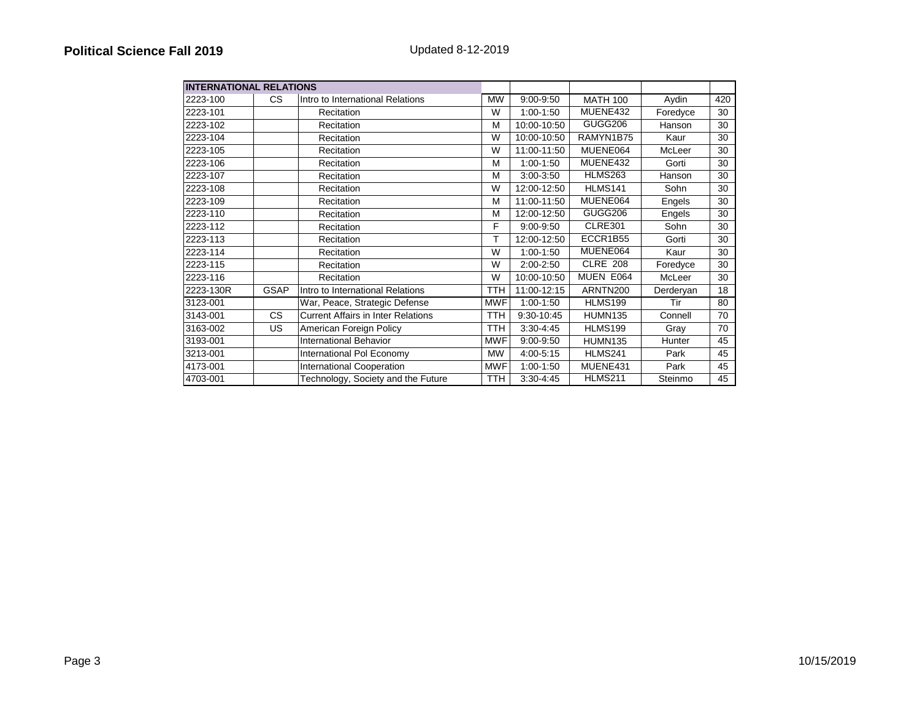**Political Science Fall 2019**

Updated 8-12-2019

| INTERNATIONAL RELATIONS | | | | | | | |
|---|---|---|---|---|---|---|---|
| 2223-100 | CS | Intro to International Relations | MW | 9:00-9:50 | MATH 100 | Aydin | 420 |
| 2223-101 | | Recitation | W | 1:00-1:50 | MUENE432 | Foredyce | 30 |
| 2223-102 | | Recitation | M | 10:00-10:50 | GUGG206 | Hanson | 30 |
| 2223-104 | | Recitation | W | 10:00-10:50 | RAMYN1B75 | Kaur | 30 |
| 2223-105 | | Recitation | W | 11:00-11:50 | MUENE064 | McLeer | 30 |
| 2223-106 | | Recitation | M | 1:00-1:50 | MUENE432 | Gorti | 30 |
| 2223-107 | | Recitation | M | 3:00-3:50 | HLMS263 | Hanson | 30 |
| 2223-108 | | Recitation | W | 12:00-12:50 | HLMS141 | Sohn | 30 |
| 2223-109 | | Recitation | M | 11:00-11:50 | MUENE064 | Engels | 30 |
| 2223-110 | | Recitation | M | 12:00-12:50 | GUGG206 | Engels | 30 |
| 2223-112 | | Recitation | F | 9:00-9:50 | CLRE301 | Sohn | 30 |
| 2223-113 | | Recitation | T | 12:00-12:50 | ECCR1B55 | Gorti | 30 |
| 2223-114 | | Recitation | W | 1:00-1:50 | MUENE064 | Kaur | 30 |
| 2223-115 | | Recitation | W | 2:00-2:50 | CLRE 208 | Foredyce | 30 |
| 2223-116 | | Recitation | W | 10:00-10:50 | MUEN E064 | McLeer | 30 |
| 2223-130R | GSAP | Intro to International Relations | TTH | 11:00-12:15 | ARNTN200 | Derderyan | 18 |
| 3123-001 | | War, Peace, Strategic Defense | MWF | 1:00-1:50 | HLMS199 | Tir | 80 |
| 3143-001 | CS | Current Affairs in Inter Relations | TTH | 9:30-10:45 | HUMN135 | Connell | 70 |
| 3163-002 | US | American Foreign Policy | TTH | 3:30-4:45 | HLMS199 | Gray | 70 |
| 3193-001 | | International Behavior | MWF | 9:00-9:50 | HUMN135 | Hunter | 45 |
| 3213-001 | | International Pol Economy | MW | 4:00-5:15 | HLMS241 | Park | 45 |
| 4173-001 | | International Cooperation | MWF | 1:00-1:50 | MUENE431 | Park | 45 |
| 4703-001 | | Technology, Society and the Future | TTH | 3:30-4:45 | HLMS211 | Steinmo | 45 |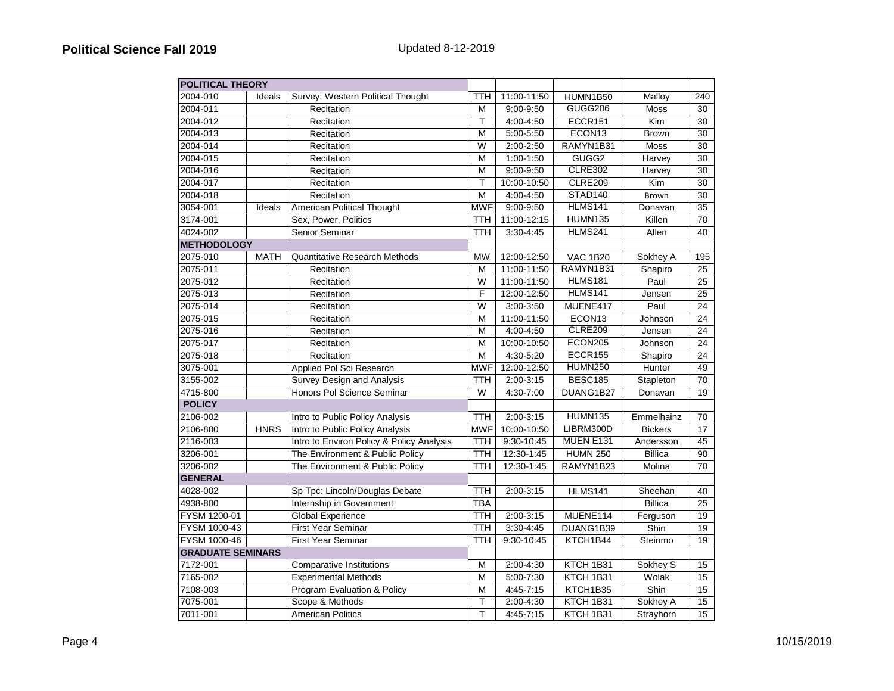**Political Science Fall 2019** Updated 8-12-2019

| | | | | | | | |
|---|---|---|---|---|---|---|---|
| **POLITICAL THEORY** | | | | | | | |
| 2004-010 | Ideals | Survey: Western Political Thought | TTH | 11:00-11:50 | HUMN1B50 | Malloy | 240 |
| 2004-011 | | Recitation | M | 9:00-9:50 | GUGG206 | Moss | 30 |
| 2004-012 | | Recitation | T | 4:00-4:50 | ECCR151 | Kim | 30 |
| 2004-013 | | Recitation | M | 5:00-5:50 | ECON13 | Brown | 30 |
| 2004-014 | | Recitation | W | 2:00-2:50 | RAMYN1B31 | Moss | 30 |
| 2004-015 | | Recitation | M | 1:00-1:50 | GUGG2 | Harvey | 30 |
| 2004-016 | | Recitation | M | 9:00-9:50 | CLRE302 | Harvey | 30 |
| 2004-017 | | Recitation | T | 10:00-10:50 | CLRE209 | Kim | 30 |
| 2004-018 | | Recitation | M | 4:00-4:50 | STAD140 | Brown | 30 |
| 3054-001 | Ideals | American Political Thought | MWF | 9:00-9:50 | HLMS141 | Donavan | 35 |
| 3174-001 | | Sex, Power, Politics | TTH | 11:00-12:15 | HUMN135 | Killen | 70 |
| 4024-002 | | Senior Seminar | TTH | 3:30-4:45 | HLMS241 | Allen | 40 |
| **METHODOLOGY** | | | | | | | |
| 2075-010 | MATH | Quantitative Research Methods | MW | 12:00-12:50 | VAC 1B20 | Sokhey A | 195 |
| 2075-011 | | Recitation | M | 11:00-11:50 | RAMYN1B31 | Shapiro | 25 |
| 2075-012 | | Recitation | W | 11:00-11:50 | HLMS181 | Paul | 25 |
| 2075-013 | | Recitation | F | 12:00-12:50 | HLMS141 | Jensen | 25 |
| 2075-014 | | Recitation | W | 3:00-3:50 | MUENE417 | Paul | 24 |
| 2075-015 | | Recitation | M | 11:00-11:50 | ECON13 | Johnson | 24 |
| 2075-016 | | Recitation | M | 4:00-4:50 | CLRE209 | Jensen | 24 |
| 2075-017 | | Recitation | M | 10:00-10:50 | ECON205 | Johnson | 24 |
| 2075-018 | | Recitation | M | 4:30-5:20 | ECCR155 | Shapiro | 24 |
| 3075-001 | | Applied Pol Sci Research | MWF | 12:00-12:50 | HUMN250 | Hunter | 49 |
| 3155-002 | | Survey Design and Analysis | TTH | 2:00-3:15 | BESC185 | Stapleton | 70 |
| 4715-800 | | Honors Pol Science Seminar | W | 4:30-7:00 | DUANG1B27 | Donavan | 19 |
| **POLICY** | | | | | | | |
| 2106-002 | | Intro to Public Policy Analysis | TTH | 2:00-3:15 | HUMN135 | Emmelhainz | 70 |
| 2106-880 | HNRS | Intro to Public Policy Analysis | MWF | 10:00-10:50 | LIBRM300D | Bickers | 17 |
| 2116-003 | | Intro to Environ Policy & Policy Analysis | TTH | 9:30-10:45 | MUEN E131 | Andersson | 45 |
| 3206-001 | | The Environment & Public Policy | TTH | 12:30-1:45 | HUMN 250 | Billica | 90 |
| 3206-002 | | The Environment & Public Policy | TTH | 12:30-1:45 | RAMYN1B23 | Molina | 70 |
| **GENERAL** | | | | | | | |
| 4028-002 | | Sp Tpc: Lincoln/Douglas Debate | TTH | 2:00-3:15 | HLMS141 | Sheehan | 40 |
| 4938-800 | | Internship in Government | TBA | | | Billica | 25 |
| FYSM 1200-01 | | Global Experience | TTH | 2:00-3:15 | MUENE114 | Ferguson | 19 |
| FYSM 1000-43 | | First Year Seminar | TTH | 3:30-4:45 | DUANG1B39 | Shin | 19 |
| FYSM 1000-46 | | First Year Seminar | TTH | 9:30-10:45 | KTCH1B44 | Steinmo | 19 |
| **GRADUATE SEMINARS** | | | | | | | |
| 7172-001 | | Comparative Institutions | M | 2:00-4:30 | KTCH 1B31 | Sokhey S | 15 |
| 7165-002 | | Experimental Methods | M | 5:00-7:30 | KTCH 1B31 | Wolak | 15 |
| 7108-003 | | Program Evaluation & Policy | M | 4:45-7:15 | KTCH1B35 | Shin | 15 |
| 7075-001 | | Scope & Methods | T | 2:00-4:30 | KTCH 1B31 | Sokhey A | 15 |
| 7011-001 | | American Politics | T | 4:45-7:15 | KTCH 1B31 | Strayhorn | 15 |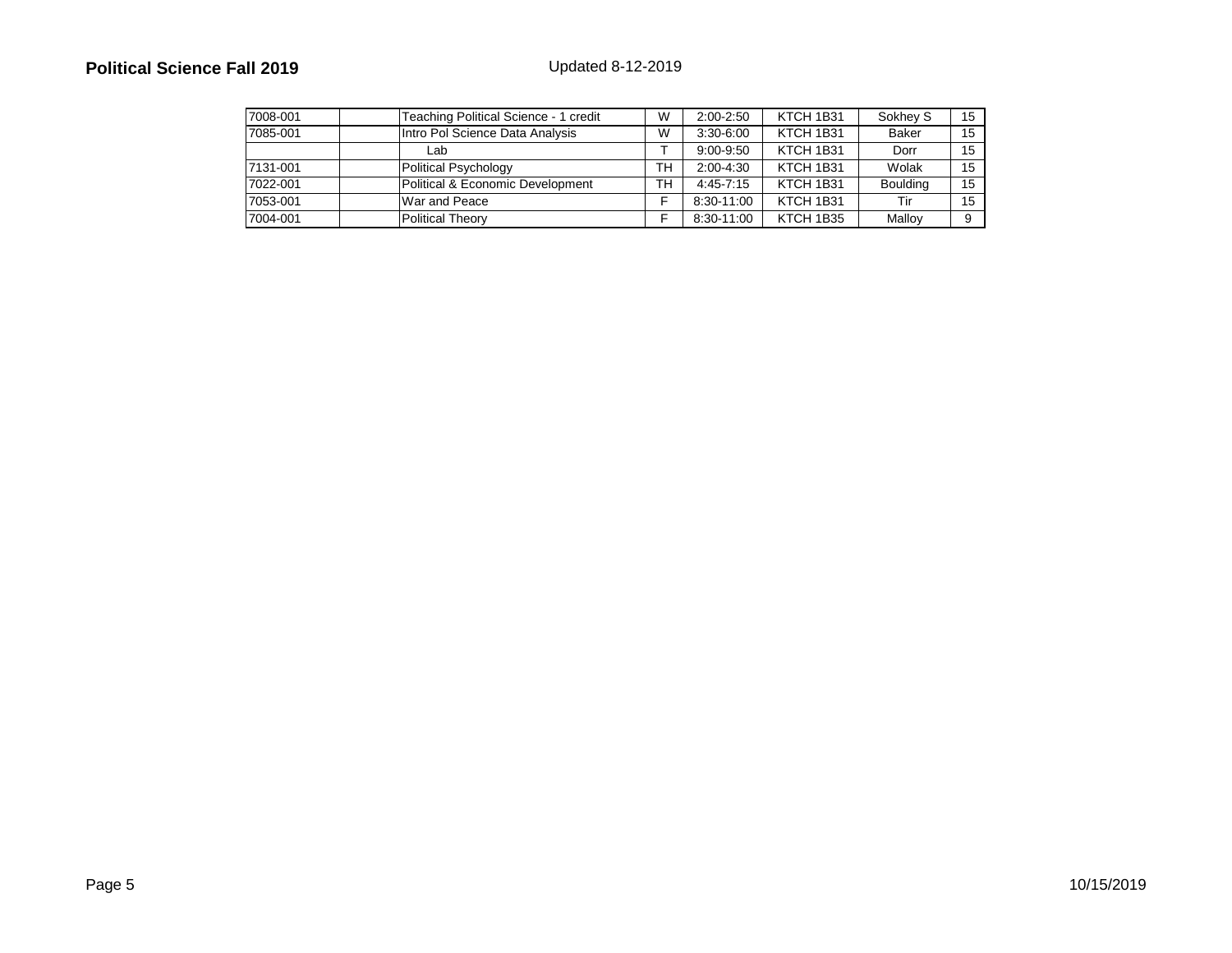**Political Science Fall 2019** Updated 8-12-2019

| | | | | | | | |
|---|---|---|---|---|---|---|---|
| 7008-001 | | Teaching Political Science - 1 credit | W | 2:00-2:50 | KTCH 1B31 | Sokhey S | 15 |
| 7085-001 | | Intro Pol Science Data Analysis | W | 3:30-6:00 | KTCH 1B31 | Baker | 15 |
| | | Lab | T | 9:00-9:50 | KTCH 1B31 | Dorr | 15 |
| 7131-001 | | Political Psychology | TH | 2:00-4:30 | KTCH 1B31 | Wolak | 15 |
| 7022-001 | | Political & Economic Development | TH | 4:45-7:15 | KTCH 1B31 | Boulding | 15 |
| 7053-001 | | War and Peace | F | 8:30-11:00 | KTCH 1B31 | Tir | 15 |
| 7004-001 | | Political Theory | F | 8:30-11:00 | KTCH 1B35 | Malloy | 9 |